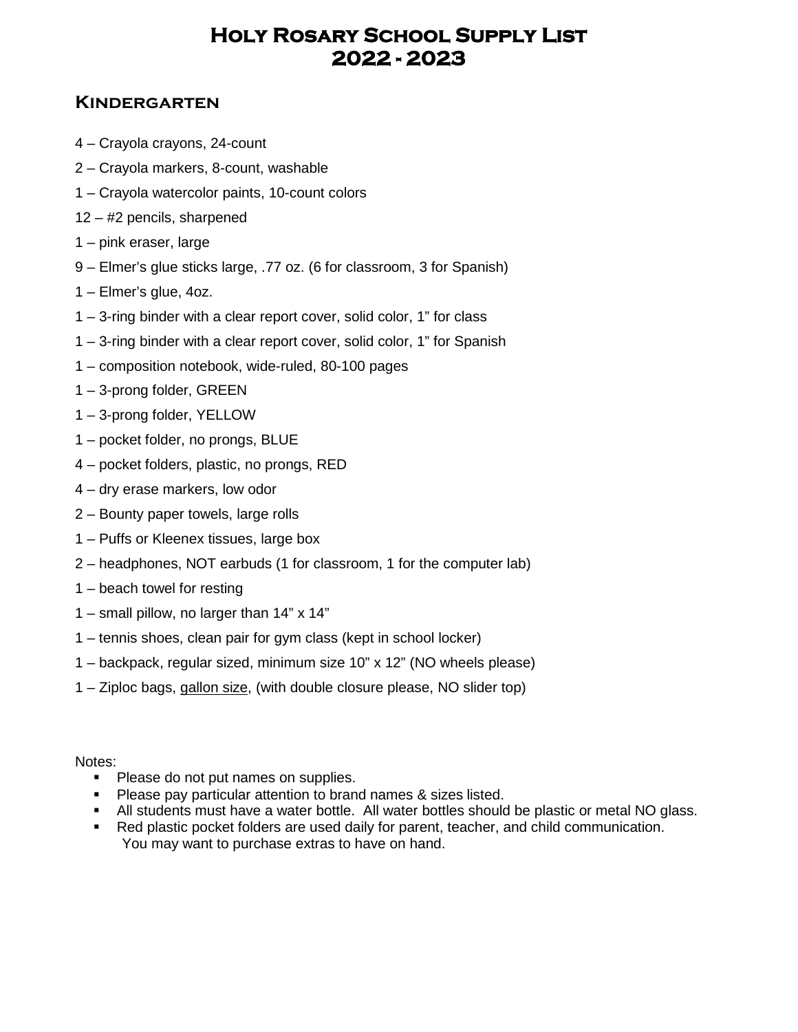# Holy Rosary School Supply List
# 2022 - 2023

## Kindergarten

4 – Crayola crayons, 24-count

2 – Crayola markers, 8-count, washable

1 – Crayola watercolor paints, 10-count colors

12 – #2 pencils, sharpened

1 – pink eraser, large

9 – Elmer's glue sticks large, .77 oz. (6 for classroom, 3 for Spanish)

1 – Elmer's glue, 4oz.

1 – 3-ring binder with a clear report cover, solid color, 1" for class

1 – 3-ring binder with a clear report cover, solid color, 1" for Spanish

1 – composition notebook, wide-ruled, 80-100 pages

1 – 3-prong folder, GREEN

1 – 3-prong folder, YELLOW

1 – pocket folder, no prongs, BLUE

4 – pocket folders, plastic, no prongs, RED

4 – dry erase markers, low odor

2 – Bounty paper towels, large rolls

1 – Puffs or Kleenex tissues, large box

2 – headphones, NOT earbuds (1 for classroom, 1 for the computer lab)

1 – beach towel for resting

1 – small pillow, no larger than 14" x 14"

1 – tennis shoes, clean pair for gym class (kept in school locker)

1 – backpack, regular sized, minimum size 10" x 12" (NO wheels please)

1 – Ziploc bags, <u>gallon size</u>, (with double closure please, NO slider top)

Notes:

- Please do not put names on supplies.
- Please pay particular attention to brand names & sizes listed.
- All students must have a water bottle. All water bottles should be plastic or metal NO glass.
- Red plastic pocket folders are used daily for parent, teacher, and child communication. You may want to purchase extras to have on hand.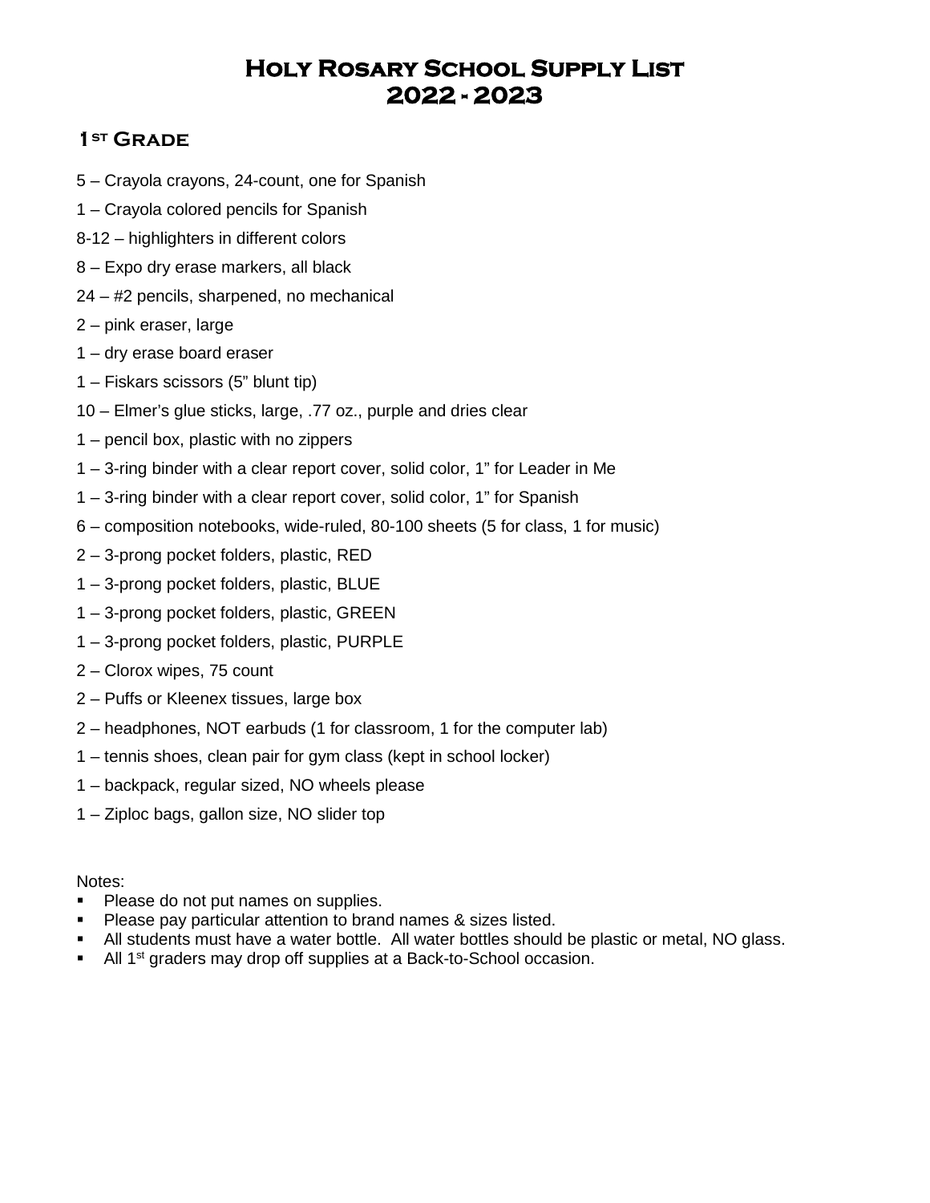# Holy Rosary School Supply List
# 2022 - 2023

## 1st Grade

5 – Crayola crayons, 24-count, one for Spanish

1 – Crayola colored pencils for Spanish

8-12 – highlighters in different colors

8 – Expo dry erase markers, all black

24 – #2 pencils, sharpened, no mechanical

2 – pink eraser, large

1 – dry erase board eraser

1 – Fiskars scissors (5" blunt tip)

10 – Elmer's glue sticks, large, .77 oz., purple and dries clear

1 – pencil box, plastic with no zippers

1 – 3-ring binder with a clear report cover, solid color, 1" for Leader in Me

1 – 3-ring binder with a clear report cover, solid color, 1" for Spanish

6 – composition notebooks, wide-ruled, 80-100 sheets (5 for class, 1 for music)

2 – 3-prong pocket folders, plastic, RED

1 – 3-prong pocket folders, plastic, BLUE

1 – 3-prong pocket folders, plastic, GREEN

1 – 3-prong pocket folders, plastic, PURPLE

2 – Clorox wipes, 75 count

2 – Puffs or Kleenex tissues, large box

2 – headphones, NOT earbuds (1 for classroom, 1 for the computer lab)

1 – tennis shoes, clean pair for gym class (kept in school locker)

1 – backpack, regular sized, NO wheels please

1 – Ziploc bags, gallon size, NO slider top

Notes:

- Please do not put names on supplies.
- Please pay particular attention to brand names & sizes listed.
- All students must have a water bottle. All water bottles should be plastic or metal, NO glass.
- All 1st graders may drop off supplies at a Back-to-School occasion.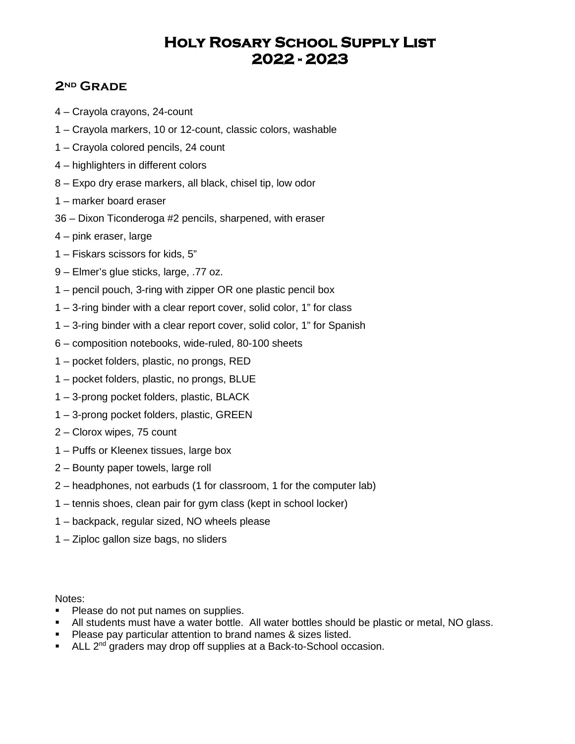# Holy Rosary School Supply List
# 2022 - 2023

## 2nd Grade

4 – Crayola crayons, 24-count

1 – Crayola markers, 10 or 12-count, classic colors, washable

1 – Crayola colored pencils, 24 count

4 – highlighters in different colors

8 – Expo dry erase markers, all black, chisel tip, low odor

1 – marker board eraser

36 – Dixon Ticonderoga #2 pencils, sharpened, with eraser

4 – pink eraser, large

1 – Fiskars scissors for kids, 5”

9 – Elmer’s glue sticks, large, .77 oz.

1 – pencil pouch, 3-ring with zipper OR one plastic pencil box

1 – 3-ring binder with a clear report cover, solid color, 1” for class

1 – 3-ring binder with a clear report cover, solid color, 1” for Spanish

6 – composition notebooks, wide-ruled, 80-100 sheets

1 – pocket folders, plastic, no prongs, RED

1 – pocket folders, plastic, no prongs, BLUE

1 – 3-prong pocket folders, plastic, BLACK

1 – 3-prong pocket folders, plastic, GREEN

2 – Clorox wipes, 75 count

1 – Puffs or Kleenex tissues, large box

2 – Bounty paper towels, large roll

2 – headphones, not earbuds (1 for classroom, 1 for the computer lab)

1 – tennis shoes, clean pair for gym class (kept in school locker)

1 – backpack, regular sized, NO wheels please

1 – Ziploc gallon size bags, no sliders

Notes:

- Please do not put names on supplies.
- All students must have a water bottle. All water bottles should be plastic or metal, NO glass.
- Please pay particular attention to brand names & sizes listed.
- ALL 2nd graders may drop off supplies at a Back-to-School occasion.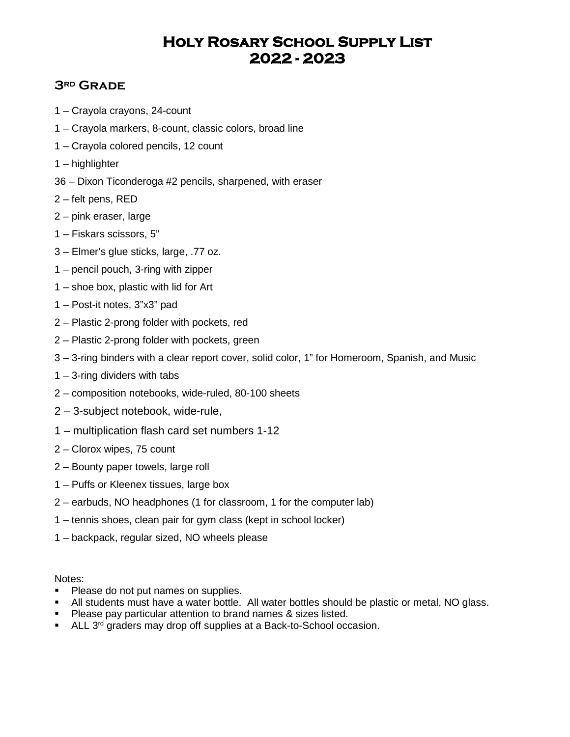# Holy Rosary School Supply List
# 2022 - 2023

## 3rd Grade

1 – Crayola crayons, 24-count

1 – Crayola markers, 8-count, classic colors, broad line

1 – Crayola colored pencils, 12 count

1 – highlighter

36 – Dixon Ticonderoga #2 pencils, sharpened, with eraser

2 – felt pens, RED

2 – pink eraser, large

1 – Fiskars scissors, 5”

3 – Elmer’s glue sticks, large, .77 oz.

1 – pencil pouch, 3-ring with zipper

1 – shoe box, plastic with lid for Art

1 – Post-it notes, 3”x3” pad

2 – Plastic 2-prong folder with pockets, red

2 – Plastic 2-prong folder with pockets, green

3 – 3-ring binders with a clear report cover, solid color, 1” for Homeroom, Spanish, and Music

1 – 3-ring dividers with tabs

2 – composition notebooks, wide-ruled, 80-100 sheets

2 – 3-subject notebook, wide-rule,

1 – multiplication flash card set numbers 1-12

2 – Clorox wipes, 75 count

2 – Bounty paper towels, large roll

1 – Puffs or Kleenex tissues, large box

2 – earbuds, NO headphones (1 for classroom, 1 for the computer lab)

1 – tennis shoes, clean pair for gym class (kept in school locker)

1 – backpack, regular sized, NO wheels please

Notes:

- Please do not put names on supplies.
- All students must have a water bottle. All water bottles should be plastic or metal, NO glass.
- Please pay particular attention to brand names & sizes listed.
- ALL 3rd graders may drop off supplies at a Back-to-School occasion.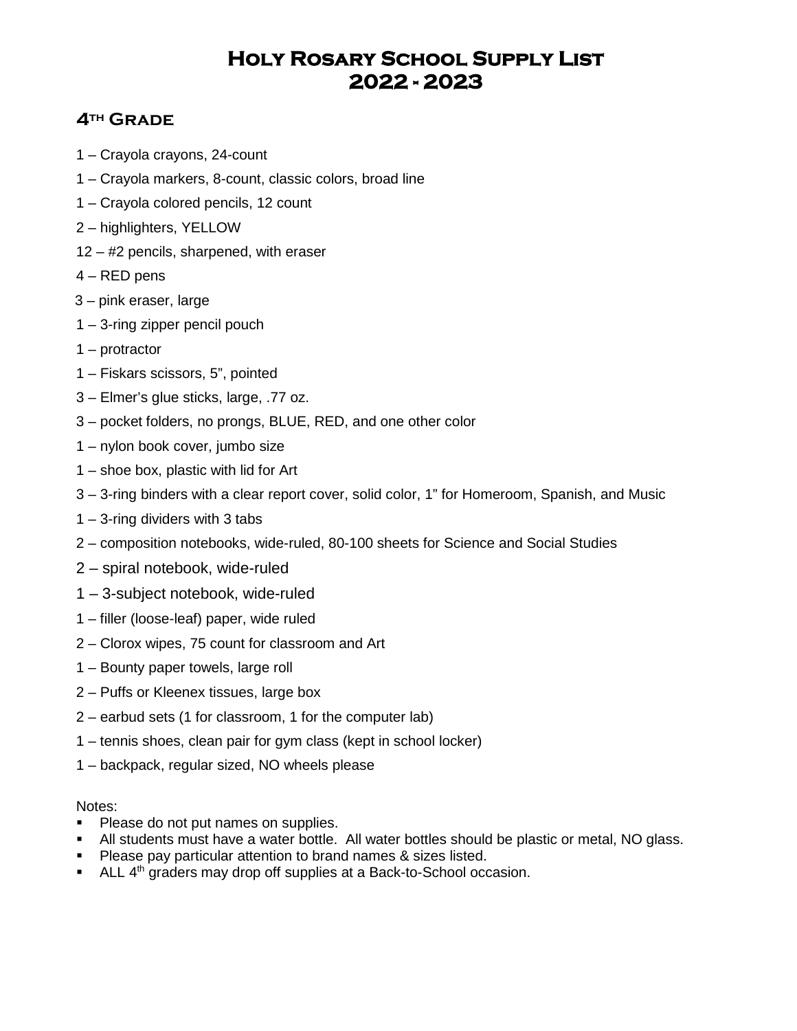# Holy Rosary School Supply List
# 2022 - 2023

## 4th Grade

1 – Crayola crayons, 24-count

1 – Crayola markers, 8-count, classic colors, broad line

1 – Crayola colored pencils, 12 count

2 – highlighters, YELLOW

12 – #2 pencils, sharpened, with eraser

4 – RED pens

3 – pink eraser, large

1 – 3-ring zipper pencil pouch

1 – protractor

1 – Fiskars scissors, 5", pointed

3 – Elmer's glue sticks, large, .77 oz.

3 – pocket folders, no prongs, BLUE, RED, and one other color

1 – nylon book cover, jumbo size

1 – shoe box, plastic with lid for Art

3 – 3-ring binders with a clear report cover, solid color, 1" for Homeroom, Spanish, and Music

1 – 3-ring dividers with 3 tabs

2 – composition notebooks, wide-ruled, 80-100 sheets for Science and Social Studies

2 – spiral notebook, wide-ruled

1 – 3-subject notebook, wide-ruled

1 – filler (loose-leaf) paper, wide ruled

2 – Clorox wipes, 75 count for classroom and Art

1 – Bounty paper towels, large roll

2 – Puffs or Kleenex tissues, large box

2 – earbud sets (1 for classroom, 1 for the computer lab)

1 – tennis shoes, clean pair for gym class (kept in school locker)

1 – backpack, regular sized, NO wheels please

Notes:

- Please do not put names on supplies.
- All students must have a water bottle. All water bottles should be plastic or metal, NO glass.
- Please pay particular attention to brand names & sizes listed.
- ALL 4th graders may drop off supplies at a Back-to-School occasion.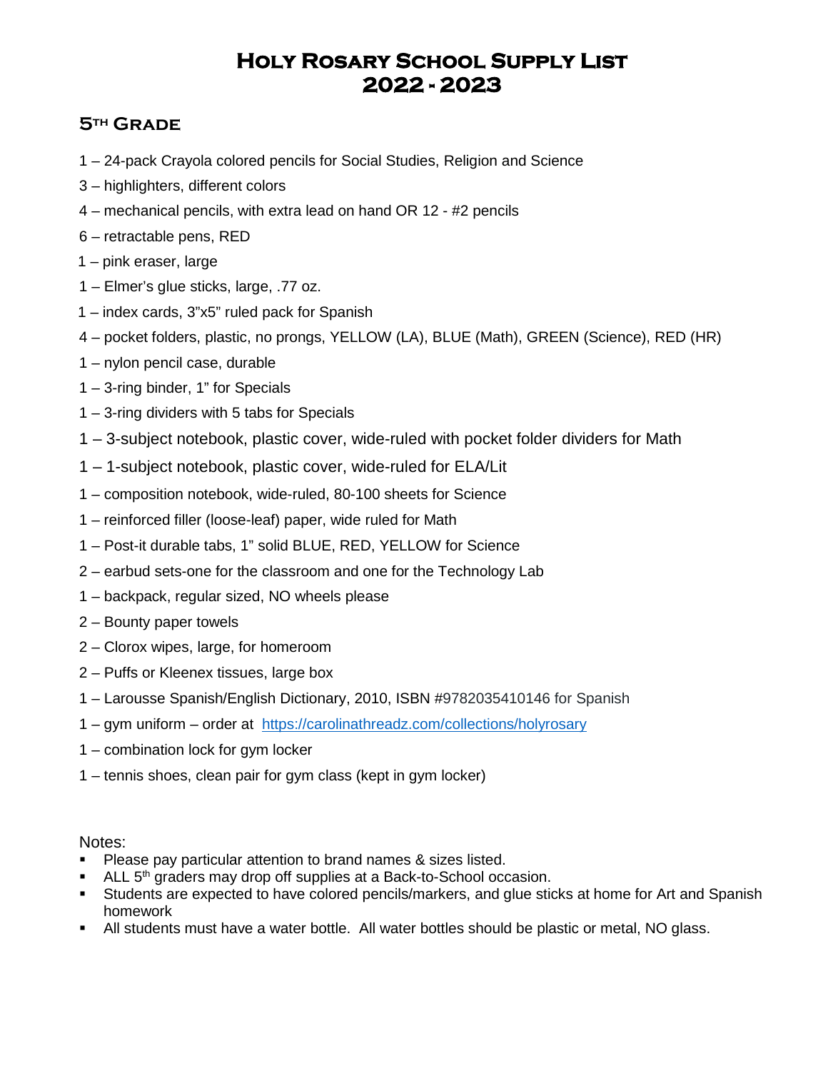# Holy Rosary School Supply List
# 2022 - 2023

## 5th Grade

1 – 24-pack Crayola colored pencils for Social Studies, Religion and Science

3 – highlighters, different colors

4 – mechanical pencils, with extra lead on hand OR 12 - #2 pencils

6 – retractable pens, RED

1 – pink eraser, large

1 – Elmer's glue sticks, large, .77 oz.

1 – index cards, 3"x5" ruled pack for Spanish

4 – pocket folders, plastic, no prongs, YELLOW (LA), BLUE (Math), GREEN (Science), RED (HR)

1 – nylon pencil case, durable

1 – 3-ring binder, 1" for Specials

1 – 3-ring dividers with 5 tabs for Specials

1 – 3-subject notebook, plastic cover, wide-ruled with pocket folder dividers for Math

1 – 1-subject notebook, plastic cover, wide-ruled for ELA/Lit

1 – composition notebook, wide-ruled, 80-100 sheets for Science

1 – reinforced filler (loose-leaf) paper, wide ruled for Math

1 – Post-it durable tabs, 1" solid BLUE, RED, YELLOW for Science

2 – earbud sets-one for the classroom and one for the Technology Lab

1 – backpack, regular sized, NO wheels please

2 – Bounty paper towels

2 – Clorox wipes, large, for homeroom

2 – Puffs or Kleenex tissues, large box

1 – Larousse Spanish/English Dictionary, 2010, ISBN #9782035410146 for Spanish

1 – gym uniform – order at [https://carolinathreadz.com/collections/holyrosary](https://carolinathreadz.com/collections/holyrosary)

1 – combination lock for gym locker

1 – tennis shoes, clean pair for gym class (kept in gym locker)

Notes:

- Please pay particular attention to brand names & sizes listed.
- ALL 5th graders may drop off supplies at a Back-to-School occasion.
- Students are expected to have colored pencils/markers, and glue sticks at home for Art and Spanish homework
- All students must have a water bottle. All water bottles should be plastic or metal, NO glass.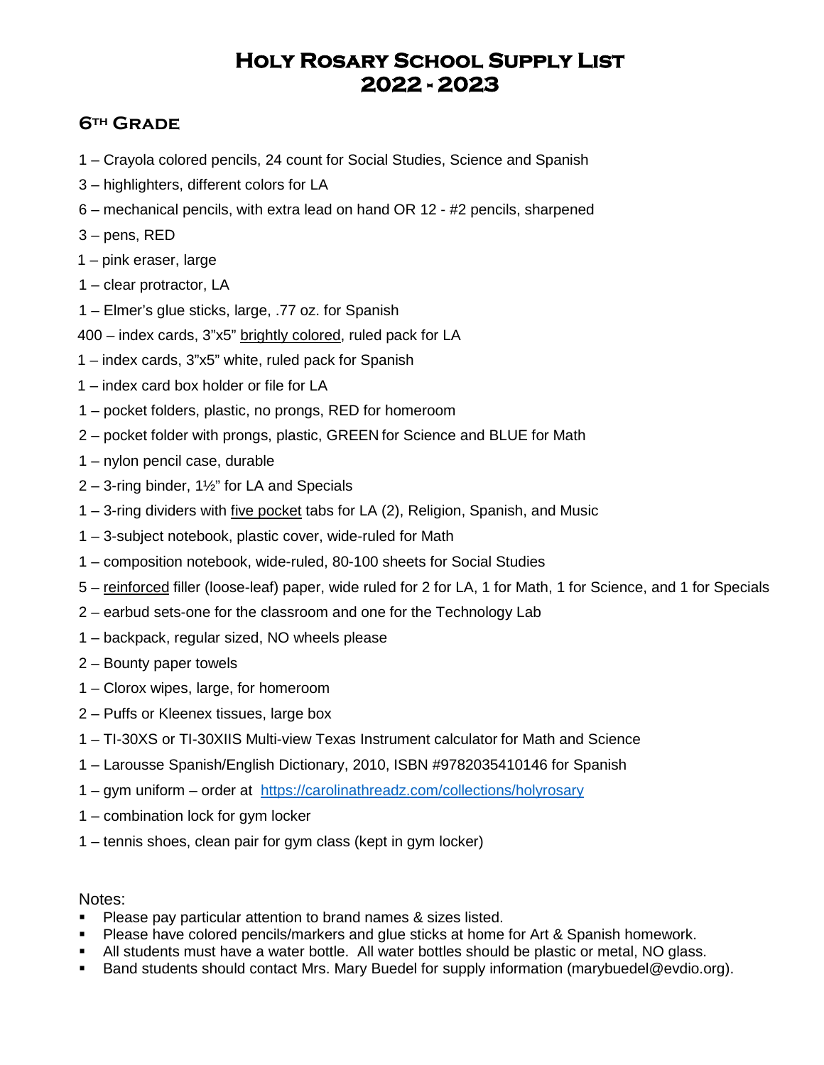# Holy Rosary School Supply List
# 2022 - 2023

## 6th Grade

1 – Crayola colored pencils, 24 count for Social Studies, Science and Spanish

3 – highlighters, different colors for LA

6 – mechanical pencils, with extra lead on hand OR 12 - #2 pencils, sharpened

3 – pens, RED

1 – pink eraser, large

1 – clear protractor, LA

1 – Elmer's glue sticks, large, .77 oz. for Spanish

400 – index cards, 3"x5" brightly colored, ruled pack for LA

1 – index cards, 3"x5" white, ruled pack for Spanish

1 – index card box holder or file for LA

1 – pocket folders, plastic, no prongs, RED for homeroom

2 – pocket folder with prongs, plastic, GREEN for Science and BLUE for Math

1 – nylon pencil case, durable

2 – 3-ring binder, 1½" for LA and Specials

1 – 3-ring dividers with five pocket tabs for LA (2), Religion, Spanish, and Music

1 – 3-subject notebook, plastic cover, wide-ruled for Math

1 – composition notebook, wide-ruled, 80-100 sheets for Social Studies

5 – reinforced filler (loose-leaf) paper, wide ruled for 2 for LA, 1 for Math, 1 for Science, and 1 for Specials

2 – earbud sets-one for the classroom and one for the Technology Lab

1 – backpack, regular sized, NO wheels please

2 – Bounty paper towels

1 – Clorox wipes, large, for homeroom

2 – Puffs or Kleenex tissues, large box

1 – TI-30XS or TI-30XIIS Multi-view Texas Instrument calculator for Math and Science

1 – Larousse Spanish/English Dictionary, 2010, ISBN #9782035410146 for Spanish

1 – gym uniform – order at https://carolinathreadz.com/collections/holyrosary

1 – combination lock for gym locker

1 – tennis shoes, clean pair for gym class (kept in gym locker)

Notes:

- Please pay particular attention to brand names & sizes listed.
- Please have colored pencils/markers and glue sticks at home for Art & Spanish homework.
- All students must have a water bottle. All water bottles should be plastic or metal, NO glass.
- Band students should contact Mrs. Mary Buedel for supply information (marybuedel@evdio.org).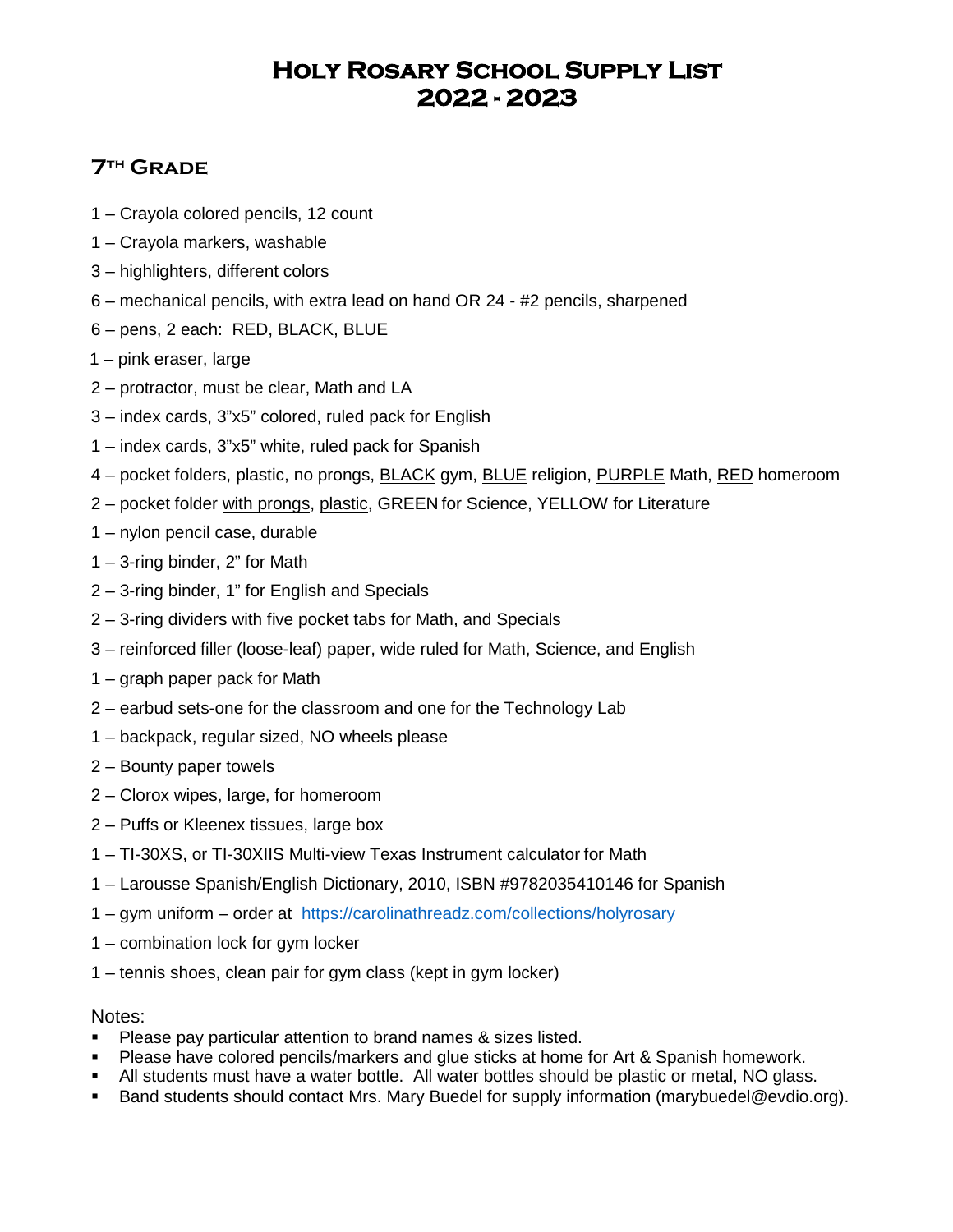# Holy Rosary School Supply List
# 2022 - 2023

## 7th Grade

1 – Crayola colored pencils, 12 count

1 – Crayola markers, washable

3 – highlighters, different colors

6 – mechanical pencils, with extra lead on hand OR 24 - #2 pencils, sharpened

6 – pens, 2 each: RED, BLACK, BLUE

1 – pink eraser, large

2 – protractor, must be clear, Math and LA

3 – index cards, 3"x5" colored, ruled pack for English

1 – index cards, 3"x5" white, ruled pack for Spanish

4 – pocket folders, plastic, no prongs, <u>BLACK</u> gym, <u>BLUE</u> religion, <u>PURPLE</u> Math, <u>RED</u> homeroom

2 – pocket folder <u>with prongs</u>, <u>plastic</u>, GREEN for Science, YELLOW for Literature

1 – nylon pencil case, durable

1 – 3-ring binder, 2" for Math

2 – 3-ring binder, 1" for English and Specials

2 – 3-ring dividers with five pocket tabs for Math, and Specials

3 – reinforced filler (loose-leaf) paper, wide ruled for Math, Science, and English

1 – graph paper pack for Math

2 – earbud sets-one for the classroom and one for the Technology Lab

1 – backpack, regular sized, NO wheels please

2 – Bounty paper towels

2 – Clorox wipes, large, for homeroom

2 – Puffs or Kleenex tissues, large box

1 – TI-30XS, or TI-30XIIS Multi-view Texas Instrument calculator for Math

1 – Larousse Spanish/English Dictionary, 2010, ISBN #9782035410146 for Spanish

1 – gym uniform – order at https://carolinathreadz.com/collections/holyrosary

1 – combination lock for gym locker

1 – tennis shoes, clean pair for gym class (kept in gym locker)

Notes:

- Please pay particular attention to brand names & sizes listed.
- Please have colored pencils/markers and glue sticks at home for Art & Spanish homework.
- All students must have a water bottle. All water bottles should be plastic or metal, NO glass.
- Band students should contact Mrs. Mary Buedel for supply information (marybuedel@evdio.org).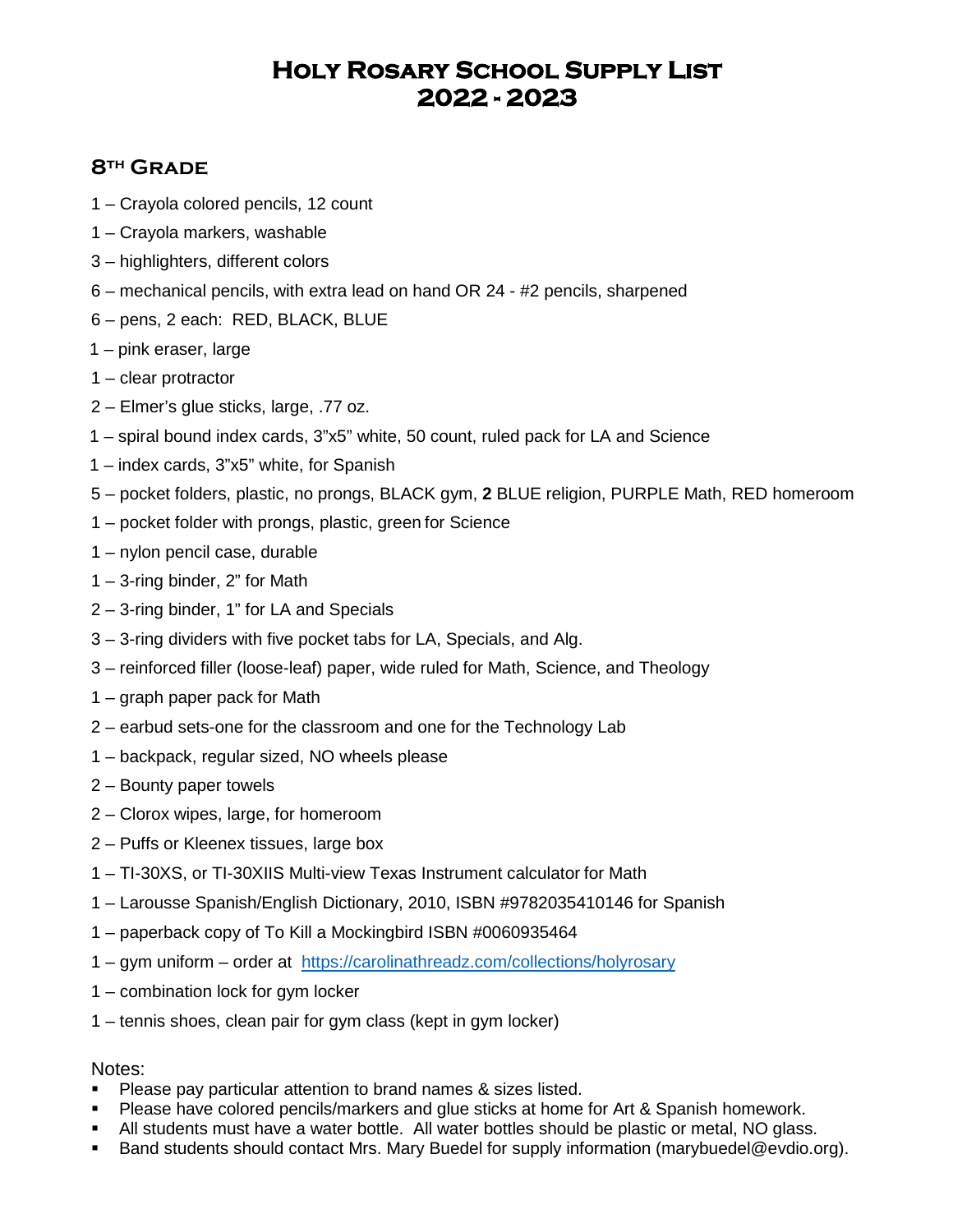# Holy Rosary School Supply List
# 2022 - 2023

## 8th Grade

1 – Crayola colored pencils, 12 count

1 – Crayola markers, washable

3 – highlighters, different colors

6 – mechanical pencils, with extra lead on hand OR 24 - #2 pencils, sharpened

6 – pens, 2 each: RED, BLACK, BLUE

1 – pink eraser, large

1 – clear protractor

2 – Elmer's glue sticks, large, .77 oz.

1 – spiral bound index cards, 3"x5" white, 50 count, ruled pack for LA and Science

1 – index cards, 3"x5" white, for Spanish

5 – pocket folders, plastic, no prongs, BLACK gym, **2** BLUE religion, PURPLE Math, RED homeroom

1 – pocket folder with prongs, plastic, green for Science

1 – nylon pencil case, durable

1 – 3-ring binder, 2" for Math

2 – 3-ring binder, 1" for LA and Specials

3 – 3-ring dividers with five pocket tabs for LA, Specials, and Alg.

3 – reinforced filler (loose-leaf) paper, wide ruled for Math, Science, and Theology

1 – graph paper pack for Math

2 – earbud sets-one for the classroom and one for the Technology Lab

1 – backpack, regular sized, NO wheels please

2 – Bounty paper towels

2 – Clorox wipes, large, for homeroom

2 – Puffs or Kleenex tissues, large box

1 – TI-30XS, or TI-30XIIS Multi-view Texas Instrument calculator for Math

1 – Larousse Spanish/English Dictionary, 2010, ISBN #9782035410146 for Spanish

1 – paperback copy of To Kill a Mockingbird ISBN #0060935464

1 – gym uniform – order at https://carolinathreadz.com/collections/holyrosary

1 – combination lock for gym locker

1 – tennis shoes, clean pair for gym class (kept in gym locker)

Notes:

- Please pay particular attention to brand names & sizes listed.
- Please have colored pencils/markers and glue sticks at home for Art & Spanish homework.
- All students must have a water bottle. All water bottles should be plastic or metal, NO glass.
- Band students should contact Mrs. Mary Buedel for supply information (marybuedel@evdio.org).